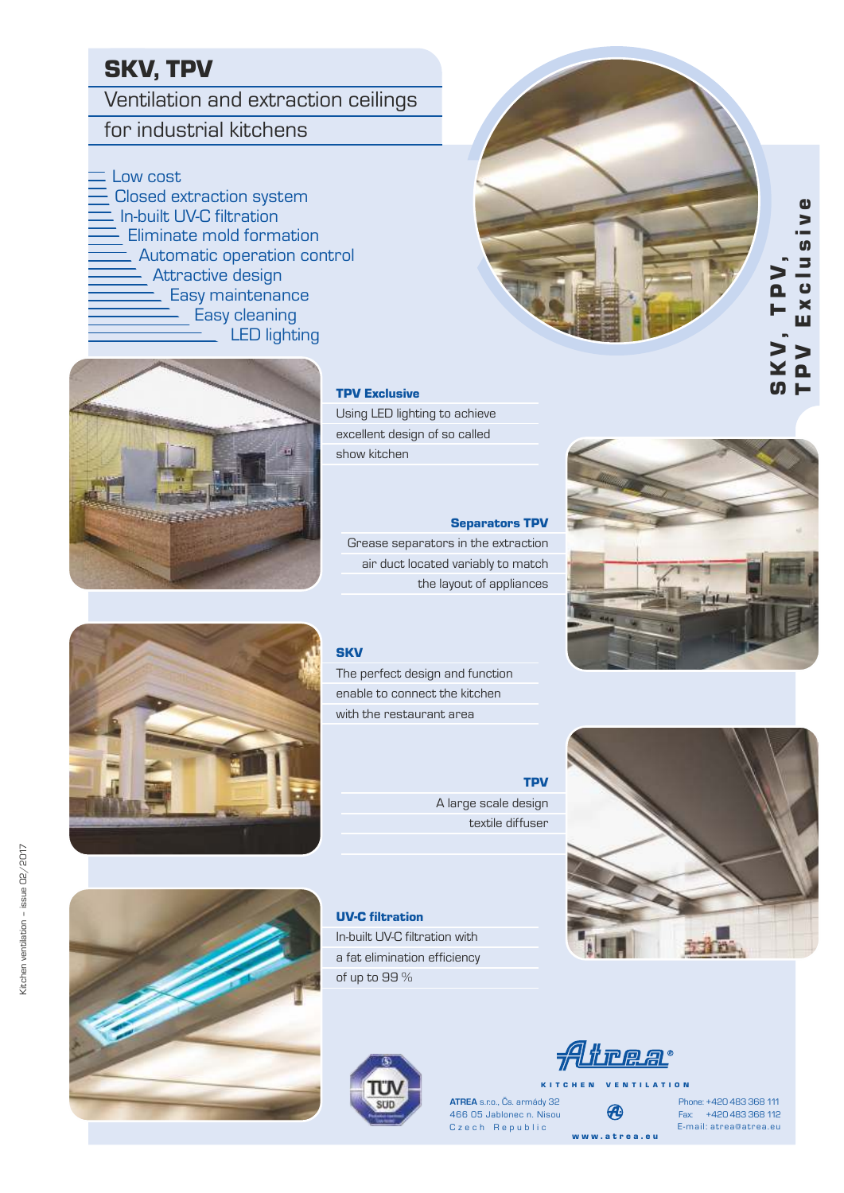# SKV, TPV

## Ventilation and extraction ceilings for industrial kitchens

- Low cost
- Closed extraction system
- In-built UV-C filtration
- Eliminate mold formation
- Automatic operation control
- Attractive design
- Easy maintenance
- Easy cleaning
- LED lighting

**SKV, TPV, TPV Exclusive**

### TPV Exclusive

Using LED lighting to achieve excellent design of so called show kitchen

### Separators TPV

Grease separators in the extraction air duct located variably to match the layout of appliances

### SKV

The perfect design and function enable to connect the kitchen with the restaurant area

### TPV

A large scale design textile diffuser

### UV-C filtration

In-built UV-C filtration with a fat elimination efficiency of up to 99 %

TÜV SÜD

Atrea®

KITCHEN VENTILATION

**ATREA** s.r.o., Čs. armády 32
466 05 Jablonec n. Nisou
Czech Republic

Phone: +420 483 368 111
Fax: +420 483 368 112
E-mail: atrea@atrea.eu

www.atrea.eu

Kitchen ventilation – issue 02/2017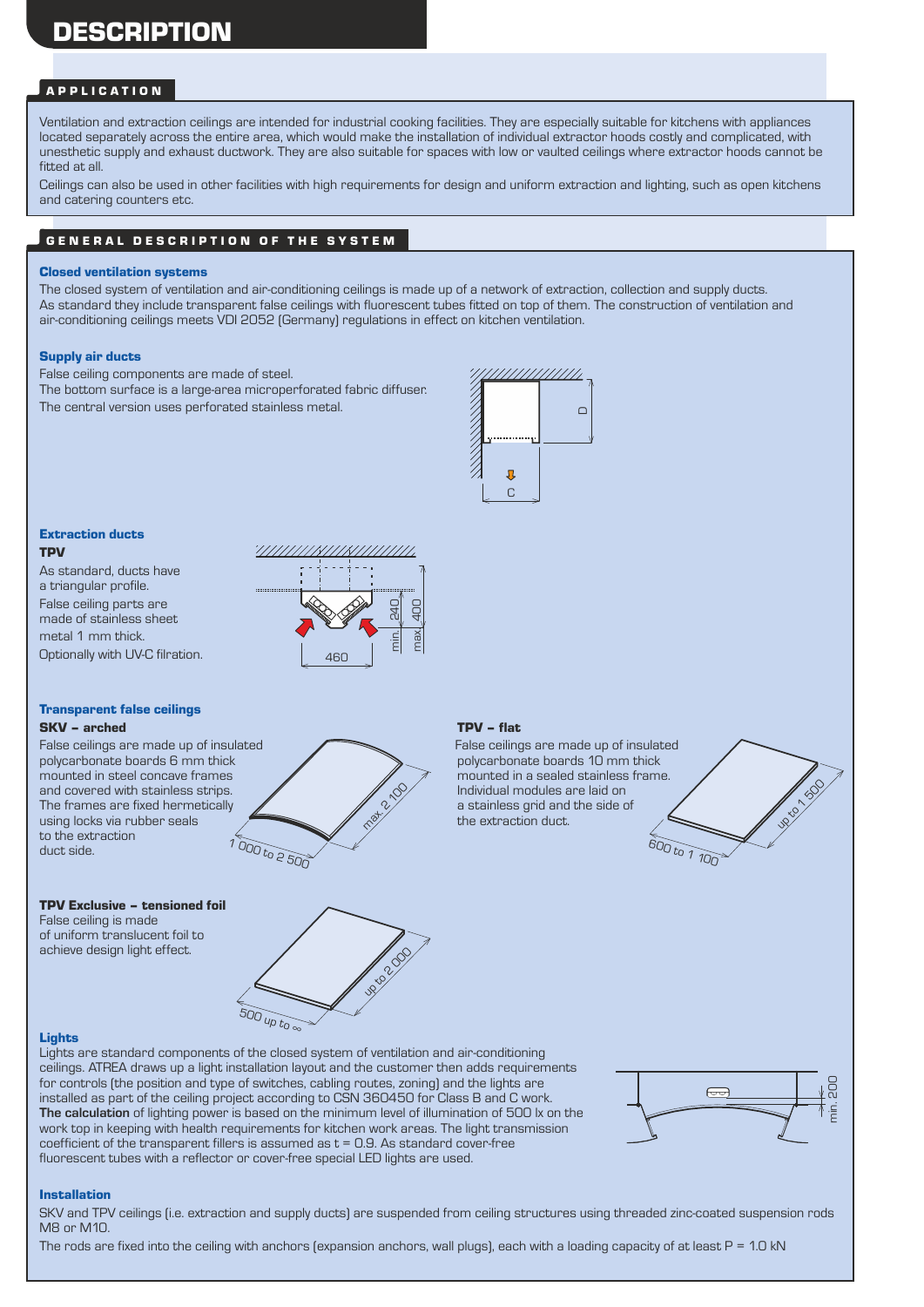# DESCRIPTION

## APPLICATION

Ventilation and extraction ceilings are intended for industrial cooking facilities. They are especially suitable for kitchens with appliances located separately across the entire area, which would make the installation of individual extractor hoods costly and complicated, with unesthetic supply and exhaust ductwork. They are also suitable for spaces with low or vaulted ceilings where extractor hoods cannot be fitted at all.

Ceilings can also be used in other facilities with high requirements for design and uniform extraction and lighting, such as open kitchens and catering counters etc.

## GENERAL DESCRIPTION OF THE SYSTEM

### Closed ventilation systems

The closed system of ventilation and air-conditioning ceilings is made up of a network of extraction, collection and supply ducts. As standard they include transparent false ceilings with fluorescent tubes fitted on top of them. The construction of ventilation and air-conditioning ceilings meets VDI 2052 (Germany) regulations in effect on kitchen ventilation.

### Supply air ducts

False ceiling components are made of steel.
The bottom surface is a large-area microperforated fabric diffuser.
The central version uses perforated stainless metal.

### Extraction ducts

**TPV**

As standard, ducts have a triangular profile.
False ceiling parts are made of stainless sheet metal 1 mm thick.
Optionally with UV-C filtration.

### Transparent false ceilings

**SKV – arched**

False ceilings are made up of insulated polycarbonate boards 6 mm thick mounted in steel concave frames and covered with stainless strips. The frames are fixed hermetically using locks via rubber seals to the extraction duct side.

**TPV – flat**

False ceilings are made up of insulated polycarbonate boards 10 mm thick mounted in a sealed stainless frame. Individual modules are laid on a stainless grid and the side of the extraction duct.

**TPV Exclusive – tensioned foil**

False ceiling is made of uniform translucent foil to achieve design light effect.

### Lights

Lights are standard components of the closed system of ventilation and air-conditioning ceilings. ATREA draws up a light installation layout and the customer then adds requirements for controls (the position and type of switches, cabling routes, zoning) and the lights are installed as part of the ceiling project according to CSN 360450 for Class B and C work.
**The calculation** of lighting power is based on the minimum level of illumination of 500 lx on the work top in keeping with health requirements for kitchen work areas. The light transmission coefficient of the transparent fillers is assumed as t = 0.9. As standard cover-free fluorescent tubes with a reflector or cover-free special LED lights are used.

### Installation

SKV and TPV ceilings (i.e. extraction and supply ducts) are suspended from ceiling structures using threaded zinc-coated suspension rods M8 or M10.

The rods are fixed into the ceiling with anchors (expansion anchors, wall plugs), each with a loading capacity of at least P = 1.0 kN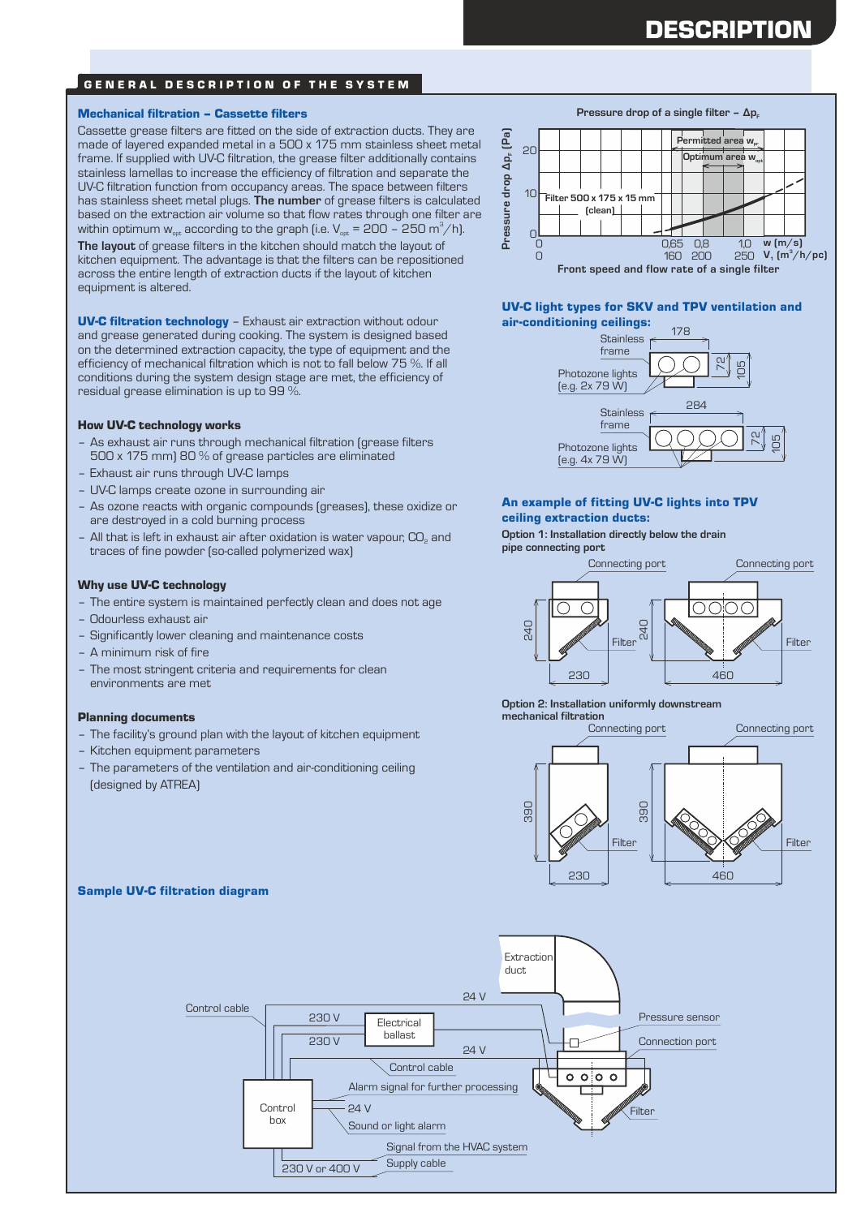# DESCRIPTION

## GENERAL DESCRIPTION OF THE SYSTEM

### Mechanical filtration – Cassette filters

Cassette grease filters are fitted on the side of extraction ducts. They are made of layered expanded metal in a 500 x 175 mm stainless sheet metal frame. If supplied with UV-C filtration, the grease filter additionally contains stainless lamellas to increase the efficiency of filtration and separate the UV-C filtration function from occupancy areas. The space between filters has stainless sheet metal plugs. **The number** of grease filters is calculated based on the extraction air volume so that flow rates through one filter are within optimum $w_{opt}$ according to the graph (i.e. $V_{opt}$ = 200 – 250 $m^3/h$).

**The layout** of grease filters in the kitchen should match the layout of kitchen equipment. The advantage is that the filters can be repositioned across the entire length of extraction ducts if the layout of kitchen equipment is altered.

Pressure drop of a single filter – $\Delta p_F$

Pressure drop $\Delta p_F$ [Pa]: 0, 10, 20

Filter 500 x 175 x 15 mm (clean)

Permitted area $w_{pr}$

Optimum area $w_{opt}$

w (m/s): 0; 0,65; 0,8; 1,0

V, ($m^3$/h/pc): 0; 160; 200; 250

Front speed and flow rate of a single filter

**UV-C filtration technology** – Exhaust air extraction without odour and grease generated during cooking. The system is designed based on the determined extraction capacity, the type of equipment and the efficiency of mechanical filtration which is not to fall below 75 %. If all conditions during the system design stage are met, the efficiency of residual grease elimination is up to 99 %.

### How UV-C technology works

- As exhaust air runs through mechanical filtration (grease filters 500 x 175 mm) 80 % of grease particles are eliminated
- Exhaust air runs through UV-C lamps
- UV-C lamps create ozone in surrounding air
- As ozone reacts with organic compounds (greases), these oxidize or are destroyed in a cold burning process
- All that is left in exhaust air after oxidation is water vapour, $CO_2$ and traces of fine powder (so-called polymerized wax)

### Why use UV-C technology

- The entire system is maintained perfectly clean and does not age
- Odourless exhaust air
- Significantly lower cleaning and maintenance costs
- A minimum risk of fire
- The most stringent criteria and requirements for clean environments are met

### Planning documents

- The facility's ground plan with the layout of kitchen equipment
- Kitchen equipment parameters
- The parameters of the ventilation and air-conditioning ceiling (designed by ATREA)

### UV-C light types for SKV and TPV ventilation and air-conditioning ceilings:

Stainless frame; Photozone lights (e.g. 2x 79 W); 178; 72; 105

Stainless frame; Photozone lights (e.g. 4x 79 W); 284; 72; 105

### An example of fitting UV-C lights into TPV ceiling extraction ducts:

Option 1: Installation directly below the drain pipe connecting port

Connecting port; Filter; 240; 230 — Connecting port; Filter; 240; 460

Option 2: Installation uniformly downstream mechanical filtration

Connecting port; Filter; 390; 230 — Connecting port; Filter; 390; 460

### Sample UV-C filtration diagram

Extraction duct; Control cable; 24 V; 230 V; Electrical ballast; 230 V; 24 V; Pressure sensor; Connection port; Control cable; Alarm signal for further processing; Control box; 24 V; Sound or light alarm; Filter; Signal from the HVAC system; Supply cable; 230 V or 400 V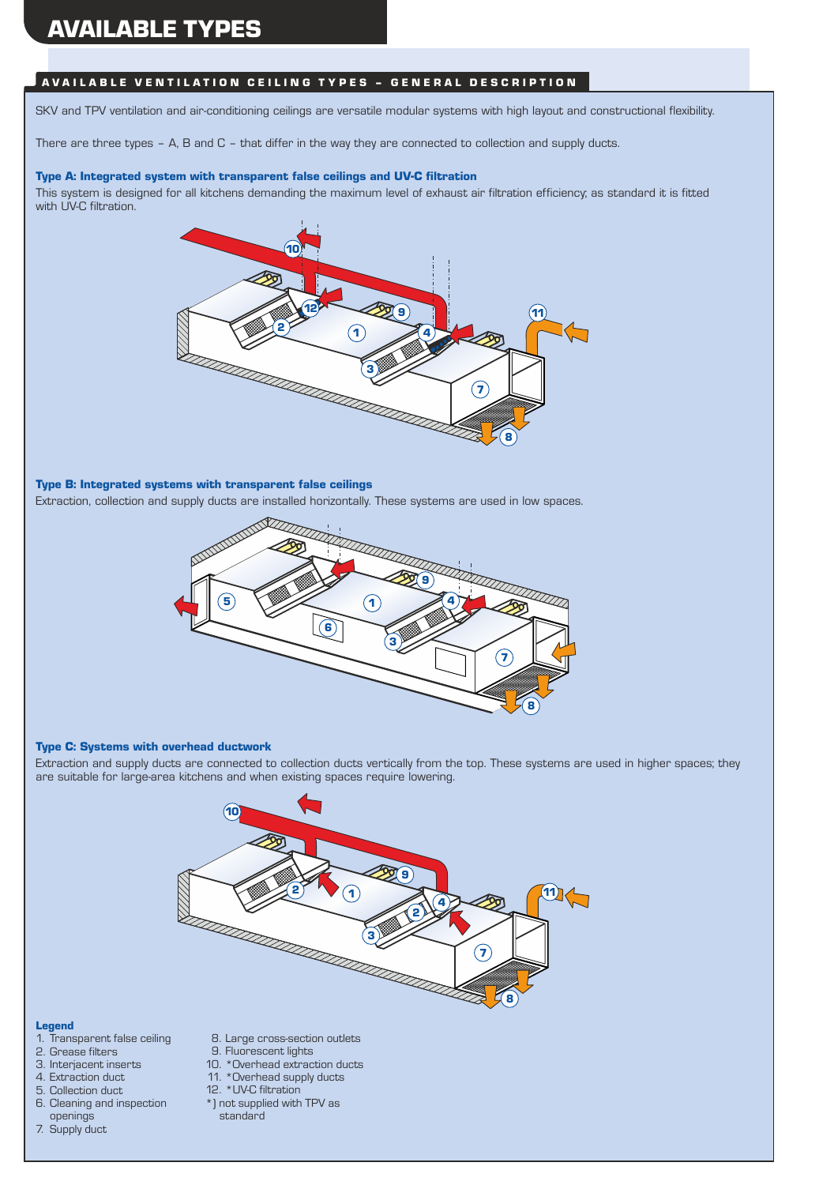# AVAILABLE TYPES

## AVAILABLE VENTILATION CEILING TYPES – GENERAL DESCRIPTION

SKV and TPV ventilation and air-conditioning ceilings are versatile modular systems with high layout and constructional flexibility.

There are three types – A, B and C – that differ in the way they are connected to collection and supply ducts.

### Type A: Integrated system with transparent false ceilings and UV-C filtration

This system is designed for all kitchens demanding the maximum level of exhaust air filtration efficiency; as standard it is fitted with UV-C filtration.

### Type B: Integrated systems with transparent false ceilings

Extraction, collection and supply ducts are installed horizontally. These systems are used in low spaces.

### Type C: Systems with overhead ductwork

Extraction and supply ducts are connected to collection ducts vertically from the top. These systems are used in higher spaces; they are suitable for large-area kitchens and when existing spaces require lowering.

**Legend**

1. Transparent false ceiling
2. Grease filters
3. Interjacent inserts
4. Extraction duct
5. Collection duct
6. Cleaning and inspection openings
7. Supply duct
8. Large cross-section outlets
9. Fluorescent lights
10. *Overhead extraction ducts
11. *Overhead supply ducts
12. *UV-C filtration

*) not supplied with TPV as standard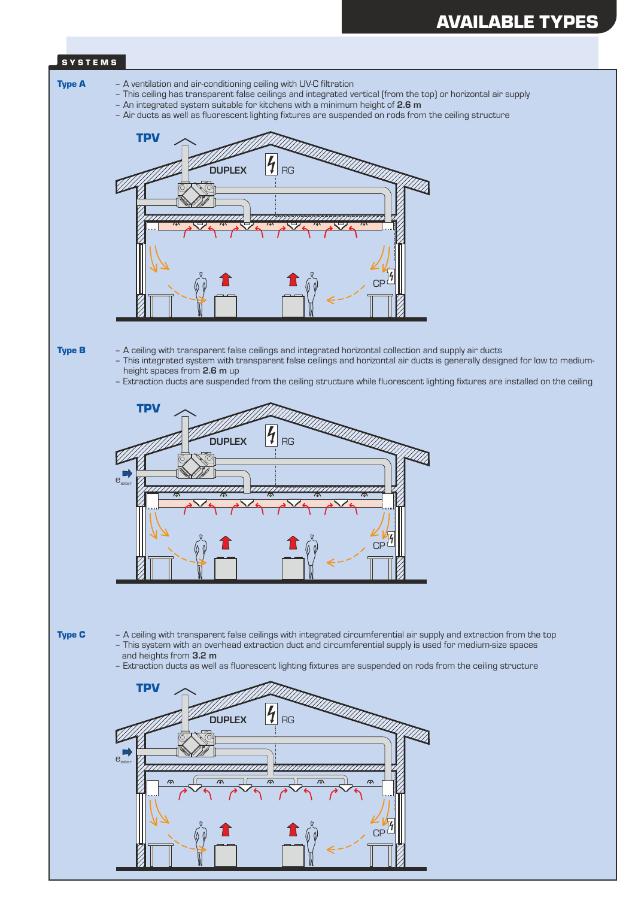# AVAILABLE TYPES

## SYSTEMS

**Type A**

- A ventilation and air-conditioning ceiling with UV-C filtration
- This ceiling has transparent false ceilings and integrated vertical (from the top) or horizontal air supply
- An integrated system suitable for kitchens with a minimum height of **2.6 m**
- Air ducts as well as fluorescent lighting fixtures are suspended on rods from the ceiling structure

TPV DUPLEX RG CP

**Type B**

- A ceiling with transparent false ceilings and integrated horizontal collection and supply air ducts
- This integrated system with transparent false ceilings and horizontal air ducts is generally designed for low to medium-height spaces from **2.6 m** up
- Extraction ducts are suspended from the ceiling structure while fluorescent lighting fixtures are installed on the ceiling

TPV DUPLEX RG $e_{exter}$ CP

**Type C**

- A ceiling with transparent false ceilings with integrated circumferential air supply and extraction from the top
- This system with an overhead extraction duct and circumferential supply is used for medium-size spaces and heights from **3.2 m**
- Extraction ducts as well as fluorescent lighting fixtures are suspended on rods from the ceiling structure

TPV DUPLEX RG $e_{exter}$ CP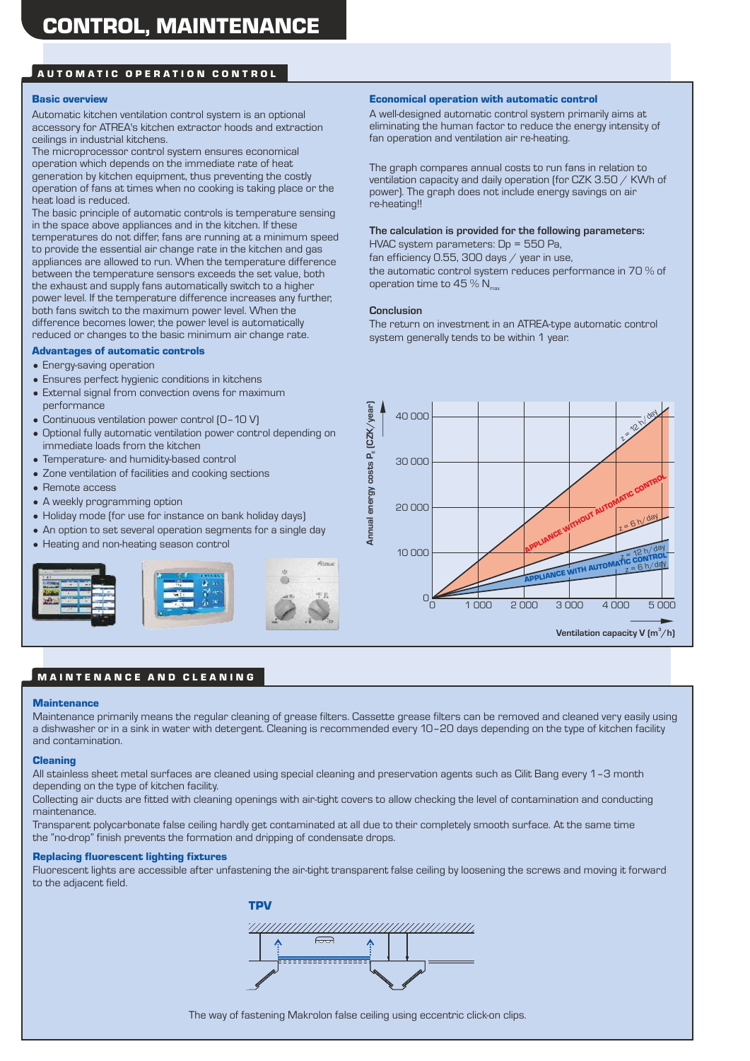# CONTROL, MAINTENANCE

## AUTOMATIC OPERATION CONTROL

### Basic overview

Automatic kitchen ventilation control system is an optional accessory for ATREA's kitchen extractor hoods and extraction ceilings in industrial kitchens.

The microprocessor control system ensures economical operation which depends on the immediate rate of heat generation by kitchen equipment, thus preventing the costly operation of fans at times when no cooking is taking place or the heat load is reduced.

The basic principle of automatic controls is temperature sensing in the space above appliances and in the kitchen. If these temperatures do not differ, fans are running at a minimum speed to provide the essential air change rate in the kitchen and gas appliances are allowed to run. When the temperature difference between the temperature sensors exceeds the set value, both the exhaust and supply fans automatically switch to a higher power level. If the temperature difference increases any further, both fans switch to the maximum power level. When the difference becomes lower, the power level is automatically reduced or changes to the basic minimum air change rate.

### Advantages of automatic controls

- Energy-saving operation
- Ensures perfect hygienic conditions in kitchens
- External signal from convection ovens for maximum performance
- Continuous ventilation power control (0–10 V)
- Optional fully automatic ventilation power control depending on immediate loads from the kitchen
- Temperature- and humidity-based control
- Zone ventilation of facilities and cooking sections
- Remote access
- A weekly programming option
- Holiday mode (for use for instance on bank holiday days)
- An option to set several operation segments for a single day
- Heating and non-heating season control

### Economical operation with automatic control

A well-designed automatic control system primarily aims at eliminating the human factor to reduce the energy intensity of fan operation and ventilation air re-heating.

The graph compares annual costs to run fans in relation to ventilation capacity and daily operation (for CZK 3.50 / KWh of power). The graph does not include energy savings on air re-heating!!

**The calculation is provided for the following parameters:**

HVAC system parameters: Dp = 550 Pa,
fan efficiency 0.55, 300 days / year in use,
the automatic control system reduces performance in 70 % of operation time to 45 % $N_{max}$

**Conclusion**

The return on investment in an ATREA-type automatic control system generally tends to be within 1 year.

Annual energy costs $P_E$ (CZK/year) vs. Ventilation capacity V ($m^3/h$): APPLIANCE WITHOUT AUTOMATIC CONTROL (z = 12 h/day, z = 6 h/day); APPLIANCE WITH AUTOMATIC CONTROL (z = 12 h/day, z = 6 h/day).

## MAINTENANCE AND CLEANING

### Maintenance

Maintenance primarily means the regular cleaning of grease filters. Cassette grease filters can be removed and cleaned very easily using a dishwasher or in a sink in water with detergent. Cleaning is recommended every 10–20 days depending on the type of kitchen facility and contamination.

### Cleaning

All stainless sheet metal surfaces are cleaned using special cleaning and preservation agents such as Cilit Bang every 1–3 month depending on the type of kitchen facility.

Collecting air ducts are fitted with cleaning openings with air-tight covers to allow checking the level of contamination and conducting maintenance.

Transparent polycarbonate false ceiling hardly get contaminated at all due to their completely smooth surface. At the same time the "no-drop" finish prevents the formation and dripping of condensate drops.

### Replacing fluorescent lighting fixtures

Fluorescent lights are accessible after unfastening the air-tight transparent false ceiling by loosening the screws and moving it forward to the adjacent field.

**TPV**

The way of fastening Makrolon false ceiling using eccentric click-on clips.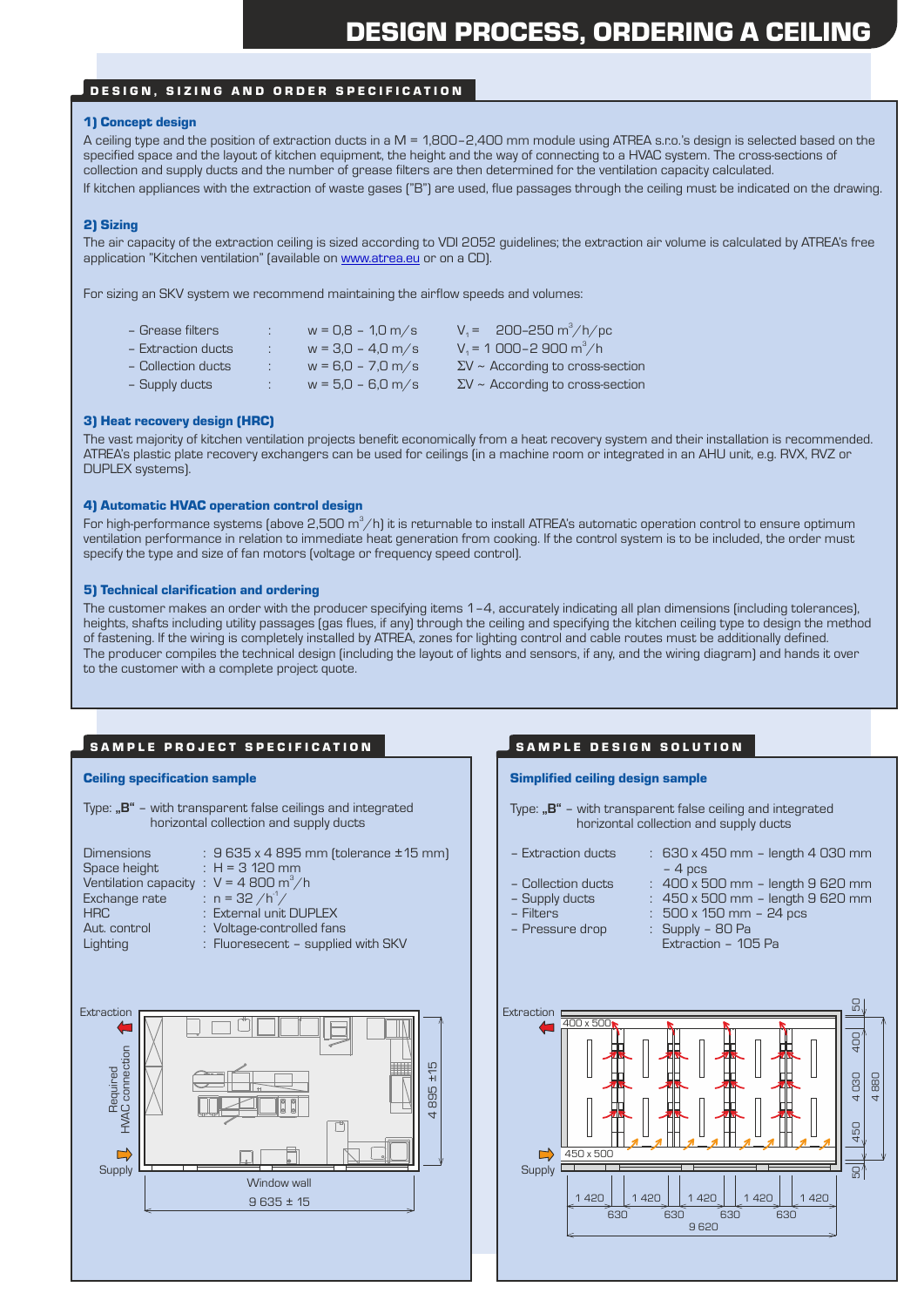# DESIGN PROCESS, ORDERING A CEILING

## DESIGN, SIZING AND ORDER SPECIFICATION

### 1) Concept design

A ceiling type and the position of extraction ducts in a M = 1,800–2,400 mm module using ATREA s.r.o.'s design is selected based on the specified space and the layout of kitchen equipment, the height and the way of connecting to a HVAC system. The cross-sections of collection and supply ducts and the number of grease filters are then determined for the ventilation capacity calculated.

If kitchen appliances with the extraction of waste gases ("B") are used, flue passages through the ceiling must be indicated on the drawing.

### 2) Sizing

The air capacity of the extraction ceiling is sized according to VDI 2052 guidelines; the extraction air volume is calculated by ATREA's free application "Kitchen ventilation" (available on www.atrea.eu or on a CD).

For sizing an SKV system we recommend maintaining the airflow speeds and volumes:

| | | | |
|---|---|---|---|
| – Grease filters | : | w = 0,8 – 1,0 m/s | $V_1$ = 200–250 $m^3$/h/pc |
| – Extraction ducts | : | w = 3,0 – 4,0 m/s | $V_1$ = 1 000–2 900 $m^3$/h |
| – Collection ducts | : | w = 6,0 – 7,0 m/s | ΣV ~ According to cross-section |
| – Supply ducts | : | w = 5,0 – 6,0 m/s | ΣV ~ According to cross-section |

### 3) Heat recovery design (HRC)

The vast majority of kitchen ventilation projects benefit economically from a heat recovery system and their installation is recommended. ATREA's plastic plate recovery exchangers can be used for ceilings (in a machine room or integrated in an AHU unit, e.g. RVX, RVZ or DUPLEX systems).

### 4) Automatic HVAC operation control design

For high-performance systems (above 2,500 $m^3$/h) it is returnable to install ATREA's automatic operation control to ensure optimum ventilation performance in relation to immediate heat generation from cooking. If the control system is to be included, the order must specify the type and size of fan motors (voltage or frequency speed control).

### 5) Technical clarification and ordering

The customer makes an order with the producer specifying items 1–4, accurately indicating all plan dimensions (including tolerances), heights, shafts including utility passages (gas flues, if any) through the ceiling and specifying the kitchen ceiling type to design the method of fastening. If the wiring is completely installed by ATREA, zones for lighting control and cable routes must be additionally defined.

The producer compiles the technical design (including the layout of lights and sensors, if any, and the wiring diagram) and hands it over to the customer with a complete project quote.

## SAMPLE PROJECT SPECIFICATION

### Ceiling specification sample

Type: **„B"** – with transparent false ceilings and integrated horizontal collection and supply ducts

| | |
|---|---|
| Dimensions | : 9 635 x 4 895 mm (tolerance ±15 mm) |
| Space height | : H = 3 120 mm |
| Ventilation capacity | : V = 4 800 $m^3$/h |
| Exchange rate | : n = 32 /$h^{-1}$/ |
| HRC | : External unit DUPLEX |
| Aut. control | : Voltage-controlled fans |
| Lighting | : Fluoresecent – supplied with SKV |

Extraction · Required HVAC connection · Supply · Window wall · 9 635 ± 15 · 4 895 ±15

## SAMPLE DESIGN SOLUTION

### Simplified ceiling design sample

Type: **„B"** – with transparent false ceiling and integrated horizontal collection and supply ducts

| | |
|---|---|
| – Extraction ducts | : 630 x 450 mm – length 4 030 mm – 4 pcs |
| – Collection ducts | : 400 x 500 mm – length 9 620 mm |
| – Supply ducts | : 450 x 500 mm – length 9 620 mm |
| – Filters | : 500 x 150 mm – 24 pcs |
| – Pressure drop | : Supply – 80 Pa<br>Extraction – 105 Pa |

Extraction · 400 x 500 · 450 x 500 · Supply · 1 420 · 630 · 1 420 · 630 · 1 420 · 630 · 1 420 · 630 · 1 420 · 9 620 · 50 · 400 · 4 030 · 450 · 50 · 4 880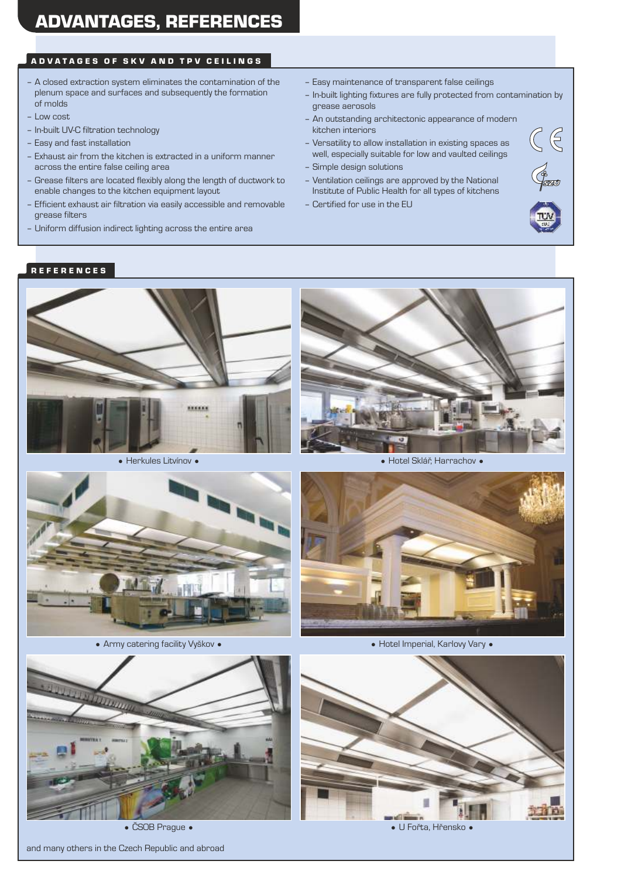# ADVANTAGES, REFERENCES

## ADVATAGES OF SKV AND TPV CEILINGS

- A closed extraction system eliminates the contamination of the plenum space and surfaces and subsequently the formation of molds
- Low cost
- In-built UV-C filtration technology
- Easy and fast installation
- Exhaust air from the kitchen is extracted in a uniform manner across the entire false ceiling area
- Grease filters are located flexibly along the length of ductwork to enable changes to the kitchen equipment layout
- Efficient exhaust air filtration via easily accessible and removable grease filters
- Uniform diffusion indirect lighting across the entire area
- Easy maintenance of transparent false ceilings
- In-built lighting fixtures are fully protected from contamination by grease aerosols
- An outstanding architectonic appearance of modern kitchen interiors
- Versatility to allow installation in existing spaces as well, especially suitable for low and vaulted ceilings
- Simple design solutions
- Ventilation ceilings are approved by the National Institute of Public Health for all types of kitchens
- Certified for use in the EU

## REFERENCES

• Herkules Litvínov •

• Hotel Sklář, Harrachov •

• Army catering facility Vyškov •

• Hotel Imperial, Karlovy Vary •

• ČSOB Prague •

• U Forta, Hřensko •

and many others in the Czech Republic and abroad